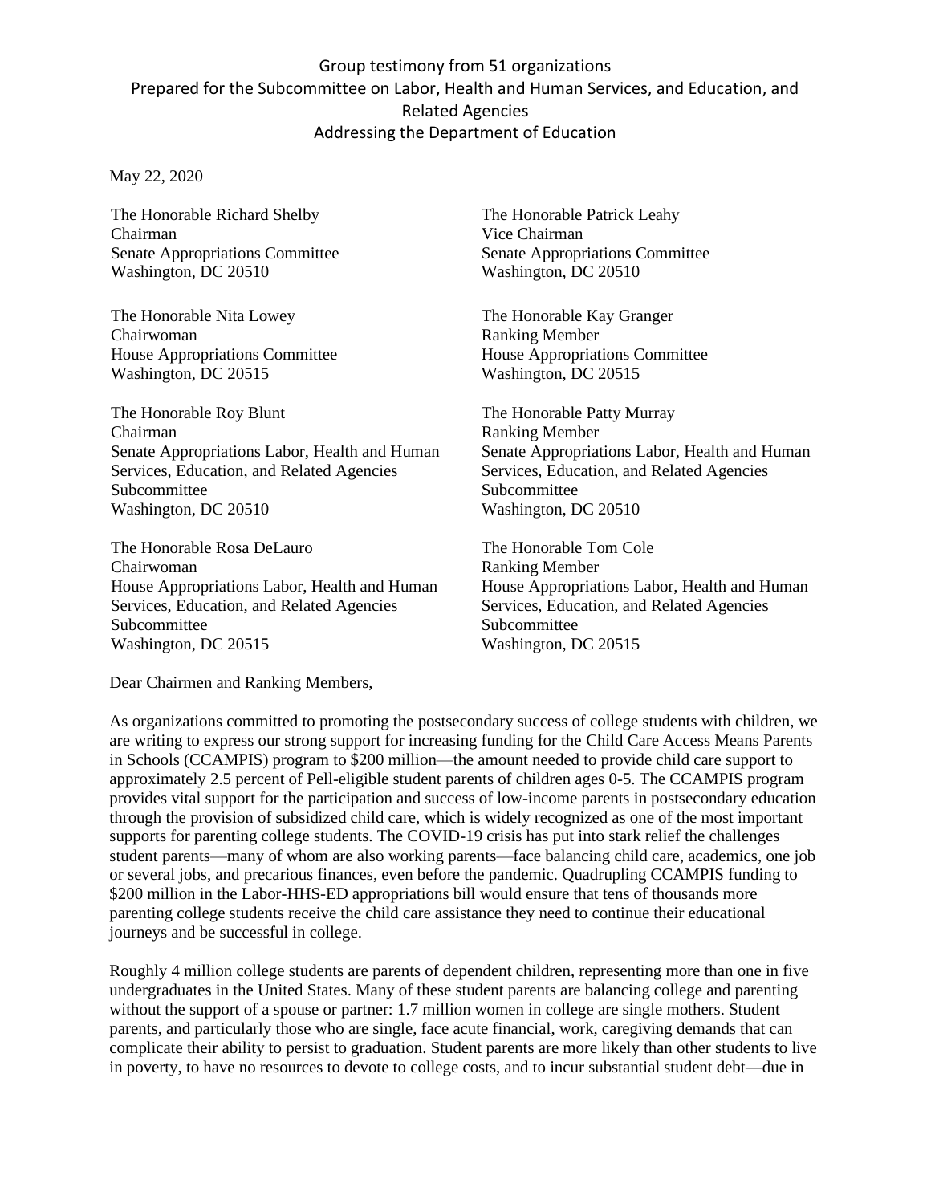Group testimony from 51 organizations
Prepared for the Subcommittee on Labor, Health and Human Services, and Education, and Related Agencies
Addressing the Department of Education

May 22, 2020

The Honorable Richard Shelby
Chairman
Senate Appropriations Committee
Washington, DC 20510

The Honorable Patrick Leahy
Vice Chairman
Senate Appropriations Committee
Washington, DC 20510

The Honorable Nita Lowey
Chairwoman
House Appropriations Committee
Washington, DC 20515

The Honorable Kay Granger
Ranking Member
House Appropriations Committee
Washington, DC 20515

The Honorable Roy Blunt
Chairman
Senate Appropriations Labor, Health and Human Services, Education, and Related Agencies Subcommittee
Washington, DC 20510

The Honorable Patty Murray
Ranking Member
Senate Appropriations Labor, Health and Human Services, Education, and Related Agencies Subcommittee
Washington, DC 20510

The Honorable Rosa DeLauro
Chairwoman
House Appropriations Labor, Health and Human Services, Education, and Related Agencies Subcommittee
Washington, DC 20515

The Honorable Tom Cole
Ranking Member
House Appropriations Labor, Health and Human Services, Education, and Related Agencies Subcommittee
Washington, DC 20515

Dear Chairmen and Ranking Members,

As organizations committed to promoting the postsecondary success of college students with children, we are writing to express our strong support for increasing funding for the Child Care Access Means Parents in Schools (CCAMPIS) program to $200 million—the amount needed to provide child care support to approximately 2.5 percent of Pell-eligible student parents of children ages 0-5. The CCAMPIS program provides vital support for the participation and success of low-income parents in postsecondary education through the provision of subsidized child care, which is widely recognized as one of the most important supports for parenting college students. The COVID-19 crisis has put into stark relief the challenges student parents—many of whom are also working parents—face balancing child care, academics, one job or several jobs, and precarious finances, even before the pandemic. Quadrupling CCAMPIS funding to $200 million in the Labor-HHS-ED appropriations bill would ensure that tens of thousands more parenting college students receive the child care assistance they need to continue their educational journeys and be successful in college.

Roughly 4 million college students are parents of dependent children, representing more than one in five undergraduates in the United States. Many of these student parents are balancing college and parenting without the support of a spouse or partner: 1.7 million women in college are single mothers. Student parents, and particularly those who are single, face acute financial, work, caregiving demands that can complicate their ability to persist to graduation. Student parents are more likely than other students to live in poverty, to have no resources to devote to college costs, and to incur substantial student debt—due in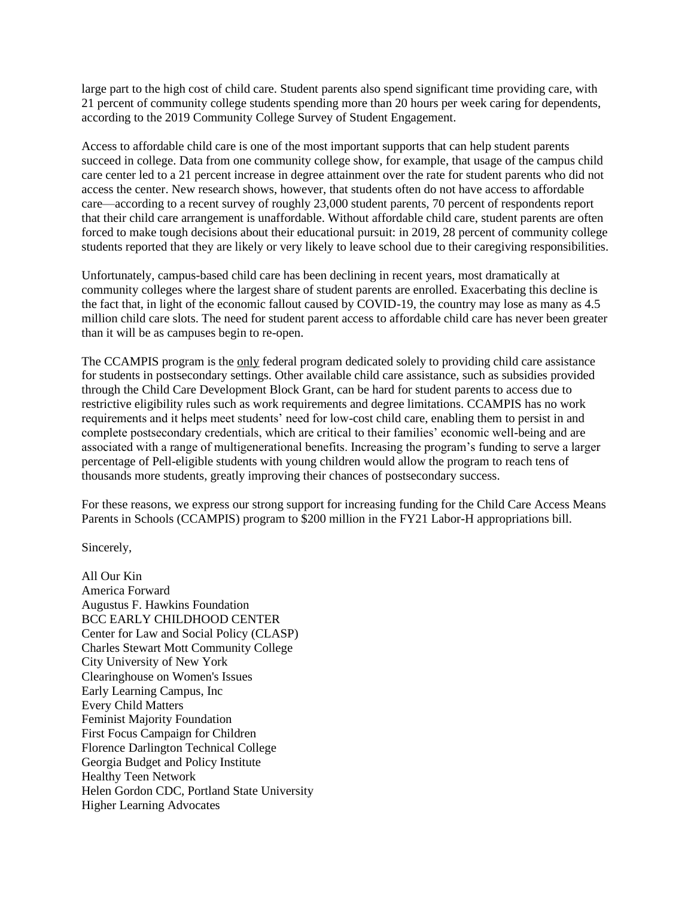large part to the high cost of child care. Student parents also spend significant time providing care, with 21 percent of community college students spending more than 20 hours per week caring for dependents, according to the 2019 Community College Survey of Student Engagement.

Access to affordable child care is one of the most important supports that can help student parents succeed in college. Data from one community college show, for example, that usage of the campus child care center led to a 21 percent increase in degree attainment over the rate for student parents who did not access the center. New research shows, however, that students often do not have access to affordable care—according to a recent survey of roughly 23,000 student parents, 70 percent of respondents report that their child care arrangement is unaffordable. Without affordable child care, student parents are often forced to make tough decisions about their educational pursuit: in 2019, 28 percent of community college students reported that they are likely or very likely to leave school due to their caregiving responsibilities.

Unfortunately, campus-based child care has been declining in recent years, most dramatically at community colleges where the largest share of student parents are enrolled. Exacerbating this decline is the fact that, in light of the economic fallout caused by COVID-19, the country may lose as many as 4.5 million child care slots. The need for student parent access to affordable child care has never been greater than it will be as campuses begin to re-open.

The CCAMPIS program is the <u>only</u> federal program dedicated solely to providing child care assistance for students in postsecondary settings. Other available child care assistance, such as subsidies provided through the Child Care Development Block Grant, can be hard for student parents to access due to restrictive eligibility rules such as work requirements and degree limitations. CCAMPIS has no work requirements and it helps meet students' need for low-cost child care, enabling them to persist in and complete postsecondary credentials, which are critical to their families' economic well-being and are associated with a range of multigenerational benefits. Increasing the program's funding to serve a larger percentage of Pell-eligible students with young children would allow the program to reach tens of thousands more students, greatly improving their chances of postsecondary success.

For these reasons, we express our strong support for increasing funding for the Child Care Access Means Parents in Schools (CCAMPIS) program to $200 million in the FY21 Labor-H appropriations bill.

Sincerely,

All Our Kin
America Forward
Augustus F. Hawkins Foundation
BCC EARLY CHILDHOOD CENTER
Center for Law and Social Policy (CLASP)
Charles Stewart Mott Community College
City University of New York
Clearinghouse on Women's Issues
Early Learning Campus, Inc
Every Child Matters
Feminist Majority Foundation
First Focus Campaign for Children
Florence Darlington Technical College
Georgia Budget and Policy Institute
Healthy Teen Network
Helen Gordon CDC, Portland State University
Higher Learning Advocates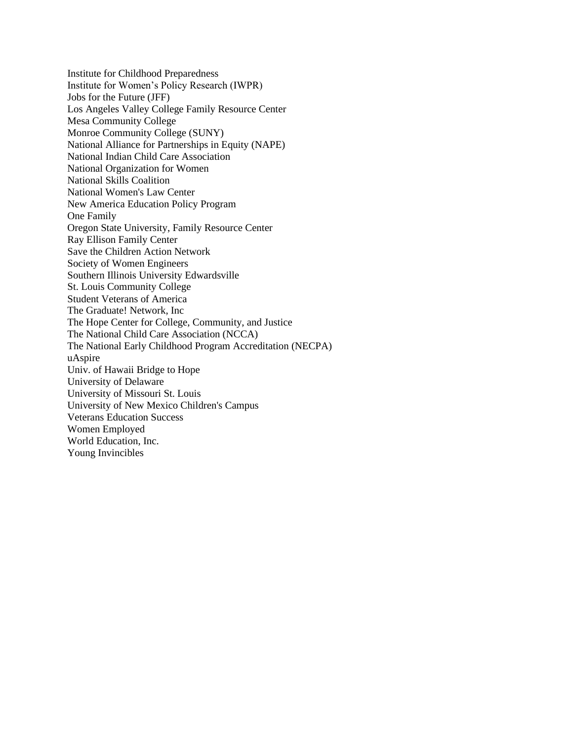Institute for Childhood Preparedness
Institute for Women's Policy Research (IWPR)
Jobs for the Future (JFF)
Los Angeles Valley College Family Resource Center
Mesa Community College
Monroe Community College (SUNY)
National Alliance for Partnerships in Equity (NAPE)
National Indian Child Care Association
National Organization for Women
National Skills Coalition
National Women's Law Center
New America Education Policy Program
One Family
Oregon State University, Family Resource Center
Ray Ellison Family Center
Save the Children Action Network
Society of Women Engineers
Southern Illinois University Edwardsville
St. Louis Community College
Student Veterans of America
The Graduate! Network, Inc
The Hope Center for College, Community, and Justice
The National Child Care Association (NCCA)
The National Early Childhood Program Accreditation (NECPA)
uAspire
Univ. of Hawaii Bridge to Hope
University of Delaware
University of Missouri St. Louis
University of New Mexico Children's Campus
Veterans Education Success
Women Employed
World Education, Inc.
Young Invincibles